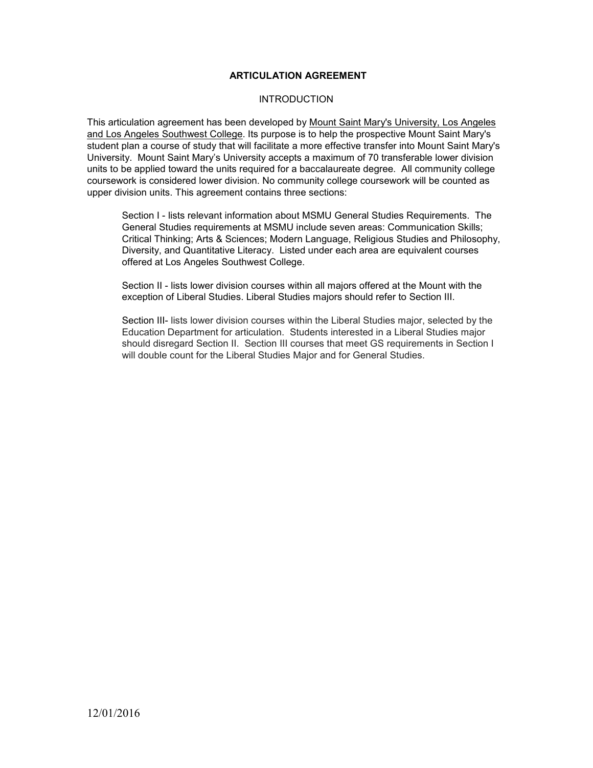# ARTICULATION AGREEMENT

## INTRODUCTION

This articulation agreement has been developed by Mount Saint Mary's University, Los Angeles and Los Angeles Southwest College. Its purpose is to help the prospective Mount Saint Mary's student plan a course of study that will facilitate a more effective transfer into Mount Saint Mary's University. Mount Saint Mary's University accepts a maximum of 70 transferable lower division units to be applied toward the units required for a baccalaureate degree. All community college coursework is considered lower division. No community college coursework will be counted as upper division units. This agreement contains three sections:

Section I - lists relevant information about MSMU General Studies Requirements. The General Studies requirements at MSMU include seven areas: Communication Skills; Critical Thinking; Arts & Sciences; Modern Language, Religious Studies and Philosophy, Diversity, and Quantitative Literacy. Listed under each area are equivalent courses offered at Los Angeles Southwest College.

Section II - lists lower division courses within all majors offered at the Mount with the exception of Liberal Studies. Liberal Studies majors should refer to Section III.

Section III- lists lower division courses within the Liberal Studies major, selected by the Education Department for articulation. Students interested in a Liberal Studies major should disregard Section II. Section III courses that meet GS requirements in Section I will double count for the Liberal Studies Major and for General Studies.

12/01/2016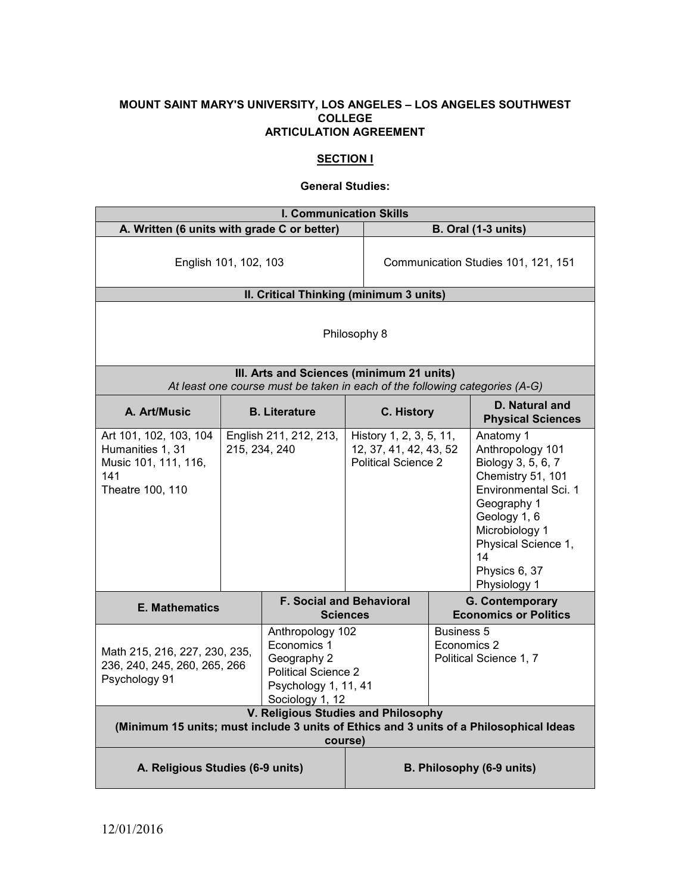**MOUNT SAINT MARY'S UNIVERSITY, LOS ANGELES – LOS ANGELES SOUTHWEST COLLEGE**
**ARTICULATION AGREEMENT**

**SECTION I**

**General Studies:**

| I. Communication Skills | |
|---|---|
| **A. Written (6 units with grade C or better)** | **B. Oral (1-3 units)** |
| English 101, 102, 103 | Communication Studies 101, 121, 151 |

| II. Critical Thinking (minimum 3 units) |
|---|
| Philosophy 8 |

| III. Arts and Sciences (minimum 21 units) *At least one course must be taken in each of the following categories (A-G)* | | | |
|---|---|---|---|
| **A. Art/Music** | **B. Literature** | **C. History** | **D. Natural and Physical Sciences** |
| Art 101, 102, 103, 104<br>Humanities 1, 31<br>Music 101, 111, 116, 141<br>Theatre 100, 110 | English 211, 212, 213, 215, 234, 240 | History 1, 2, 3, 5, 11, 12, 37, 41, 42, 43, 52<br>Political Science 2 | Anatomy 1<br>Anthropology 101<br>Biology 3, 5, 6, 7<br>Chemistry 51, 101<br>Environmental Sci. 1<br>Geography 1<br>Geology 1, 6<br>Microbiology 1<br>Physical Science 1, 14<br>Physics 6, 37<br>Physiology 1 |

| E. Mathematics | F. Social and Behavioral Sciences | G. Contemporary Economics or Politics |
|---|---|---|
| Math 215, 216, 227, 230, 235, 236, 240, 245, 260, 265, 266<br>Psychology 91 | Anthropology 102<br>Economics 1<br>Geography 2<br>Political Science 2<br>Psychology 1, 11, 41<br>Sociology 1, 12 | Business 5<br>Economics 2<br>Political Science 1, 7 |

| V. Religious Studies and Philosophy (Minimum 15 units; must include 3 units of Ethics and 3 units of a Philosophical Ideas course) | |
|---|---|
| **A. Religious Studies (6-9 units)** | **B. Philosophy (6-9 units)** |

12/01/2016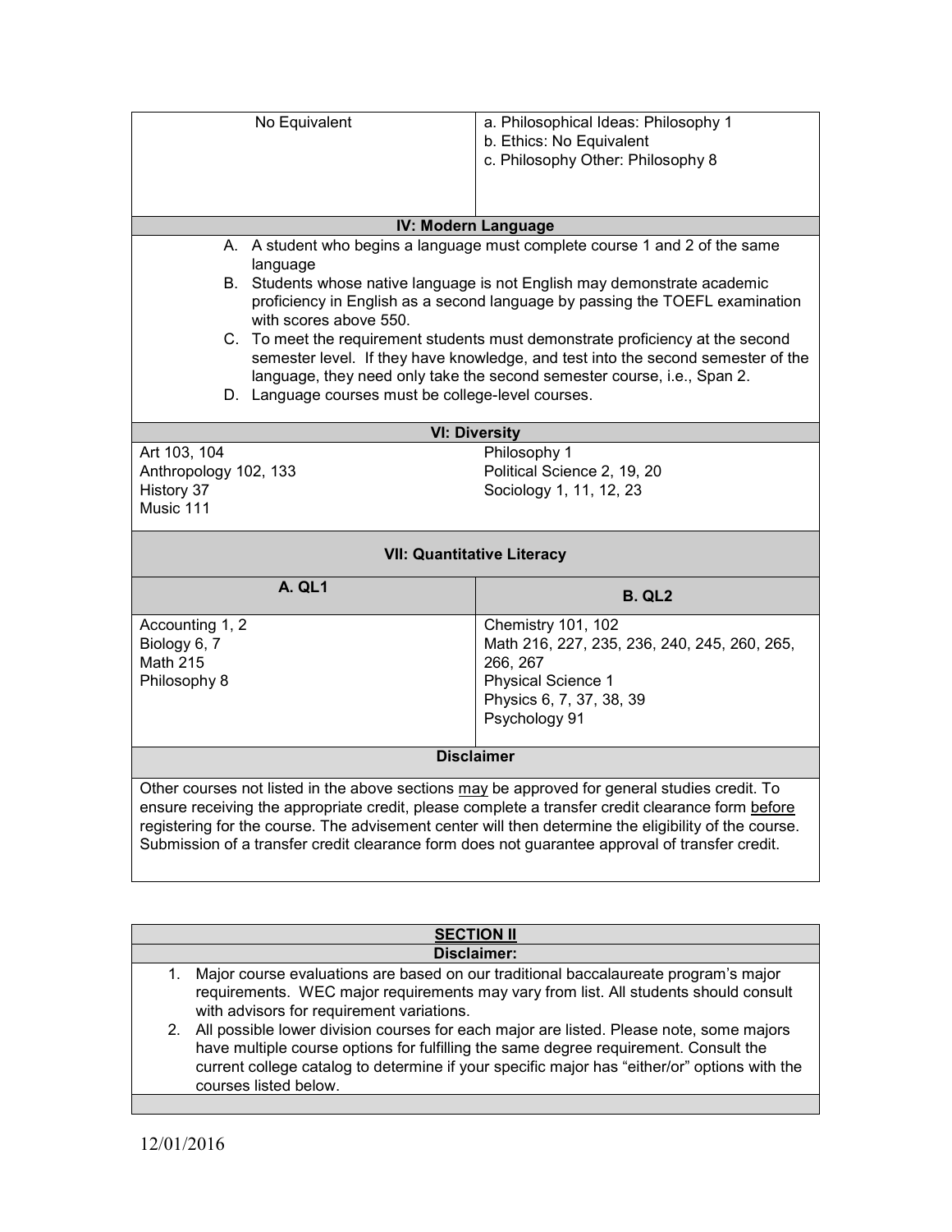| No Equivalent | a. Philosophical Ideas: Philosophy 1<br>b. Ethics: No Equivalent<br>c. Philosophy Other: Philosophy 8 |
|---|---|

**IV: Modern Language**

A. A student who begins a language must complete course 1 and 2 of the same language
B. Students whose native language is not English may demonstrate academic proficiency in English as a second language by passing the TOEFL examination with scores above 550.
C. To meet the requirement students must demonstrate proficiency at the second semester level. If they have knowledge, and test into the second semester of the language, they need only take the second semester course, i.e., Span 2.
D. Language courses must be college-level courses.

**VI: Diversity**

| | |
|---|---|
| Art 103, 104<br>Anthropology 102, 133<br>History 37<br>Music 111 | Philosophy 1<br>Political Science 2, 19, 20<br>Sociology 1, 11, 12, 23 |

**VII: Quantitative Literacy**

| A. QL1 | B. QL2 |
|---|---|
| Accounting 1, 2<br>Biology 6, 7<br>Math 215<br>Philosophy 8 | Chemistry 101, 102<br>Math 216, 227, 235, 236, 240, 245, 260, 265, 266, 267<br>Physical Science 1<br>Physics 6, 7, 37, 38, 39<br>Psychology 91 |

**Disclaimer**

Other courses not listed in the above sections may be approved for general studies credit. To ensure receiving the appropriate credit, please complete a transfer credit clearance form before registering for the course. The advisement center will then determine the eligibility of the course. Submission of a transfer credit clearance form does not guarantee approval of transfer credit.

## SECTION II

**Disclaimer:**

1. Major course evaluations are based on our traditional baccalaureate program's major requirements. WEC major requirements may vary from list. All students should consult with advisors for requirement variations.
2. All possible lower division courses for each major are listed. Please note, some majors have multiple course options for fulfilling the same degree requirement. Consult the current college catalog to determine if your specific major has "either/or" options with the courses listed below.

12/01/2016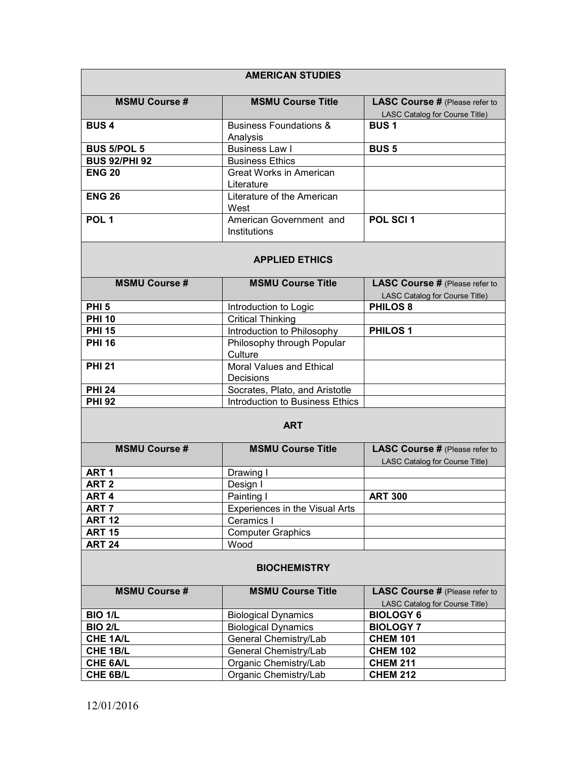## AMERICAN STUDIES

| MSMU Course # | MSMU Course Title | LASC Course # (Please refer to LASC Catalog for Course Title) |
|---|---|---|
| **BUS 4** | Business Foundations & Analysis | **BUS 1** |
| **BUS 5/POL 5** | Business Law I | **BUS 5** |
| **BUS 92/PHI 92** | Business Ethics | |
| **ENG 20** | Great Works in American Literature | |
| **ENG 26** | Literature of the American West | |
| **POL 1** | American Government and Institutions | **POL SCI 1** |

## APPLIED ETHICS

| MSMU Course # | MSMU Course Title | LASC Course # (Please refer to LASC Catalog for Course Title) |
|---|---|---|
| **PHI 5** | Introduction to Logic | **PHILOS 8** |
| **PHI 10** | Critical Thinking | |
| **PHI 15** | Introduction to Philosophy | **PHILOS 1** |
| **PHI 16** | Philosophy through Popular Culture | |
| **PHI 21** | Moral Values and Ethical Decisions | |
| **PHI 24** | Socrates, Plato, and Aristotle | |
| **PHI 92** | Introduction to Business Ethics | |

## ART

| MSMU Course # | MSMU Course Title | LASC Course # (Please refer to LASC Catalog for Course Title) |
|---|---|---|
| **ART 1** | Drawing I | |
| **ART 2** | Design I | |
| **ART 4** | Painting I | **ART 300** |
| **ART 7** | Experiences in the Visual Arts | |
| **ART 12** | Ceramics I | |
| **ART 15** | Computer Graphics | |
| **ART 24** | Wood | |

## BIOCHEMISTRY

| MSMU Course # | MSMU Course Title | LASC Course # (Please refer to LASC Catalog for Course Title) |
|---|---|---|
| **BIO 1/L** | Biological Dynamics | **BIOLOGY 6** |
| **BIO 2/L** | Biological Dynamics | **BIOLOGY 7** |
| **CHE 1A/L** | General Chemistry/Lab | **CHEM 101** |
| **CHE 1B/L** | General Chemistry/Lab | **CHEM 102** |
| **CHE 6A/L** | Organic Chemistry/Lab | **CHEM 211** |
| **CHE 6B/L** | Organic Chemistry/Lab | **CHEM 212** |

12/01/2016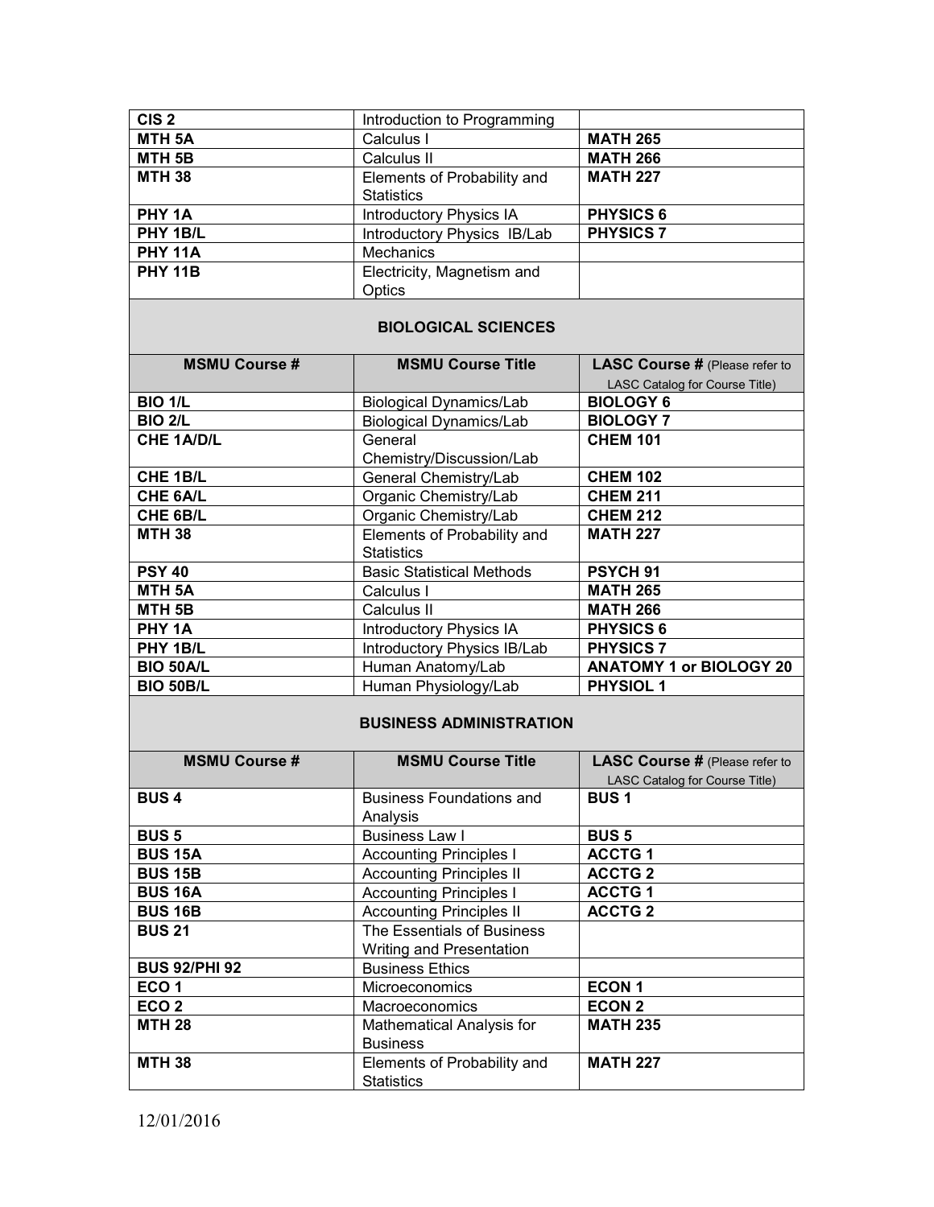| | | |
|---|---|---|
| **CIS 2** | Introduction to Programming | |
| **MTH 5A** | Calculus I | **MATH 265** |
| **MTH 5B** | Calculus II | **MATH 266** |
| **MTH 38** | Elements of Probability and Statistics | **MATH 227** |
| **PHY 1A** | Introductory Physics IA | **PHYSICS 6** |
| **PHY 1B/L** | Introductory Physics IB/Lab | **PHYSICS 7** |
| **PHY 11A** | Mechanics | |
| **PHY 11B** | Electricity, Magnetism and Optics | |

## BIOLOGICAL SCIENCES

| MSMU Course # | MSMU Course Title | LASC Course # (Please refer to LASC Catalog for Course Title) |
|---|---|---|
| **BIO 1/L** | Biological Dynamics/Lab | **BIOLOGY 6** |
| **BIO 2/L** | Biological Dynamics/Lab | **BIOLOGY 7** |
| **CHE 1A/D/L** | General Chemistry/Discussion/Lab | **CHEM 101** |
| **CHE 1B/L** | General Chemistry/Lab | **CHEM 102** |
| **CHE 6A/L** | Organic Chemistry/Lab | **CHEM 211** |
| **CHE 6B/L** | Organic Chemistry/Lab | **CHEM 212** |
| **MTH 38** | Elements of Probability and Statistics | **MATH 227** |
| **PSY 40** | Basic Statistical Methods | **PSYCH 91** |
| **MTH 5A** | Calculus I | **MATH 265** |
| **MTH 5B** | Calculus II | **MATH 266** |
| **PHY 1A** | Introductory Physics IA | **PHYSICS 6** |
| **PHY 1B/L** | Introductory Physics IB/Lab | **PHYSICS 7** |
| **BIO 50A/L** | Human Anatomy/Lab | **ANATOMY 1 or BIOLOGY 20** |
| **BIO 50B/L** | Human Physiology/Lab | **PHYSIOL 1** |

## BUSINESS ADMINISTRATION

| MSMU Course # | MSMU Course Title | LASC Course # (Please refer to LASC Catalog for Course Title) |
|---|---|---|
| **BUS 4** | Business Foundations and Analysis | **BUS 1** |
| **BUS 5** | Business Law I | **BUS 5** |
| **BUS 15A** | Accounting Principles I | **ACCTG 1** |
| **BUS 15B** | Accounting Principles II | **ACCTG 2** |
| **BUS 16A** | Accounting Principles I | **ACCTG 1** |
| **BUS 16B** | Accounting Principles II | **ACCTG 2** |
| **BUS 21** | The Essentials of Business Writing and Presentation | |
| **BUS 92/PHI 92** | Business Ethics | |
| **ECO 1** | Microeconomics | **ECON 1** |
| **ECO 2** | Macroeconomics | **ECON 2** |
| **MTH 28** | Mathematical Analysis for Business | **MATH 235** |
| **MTH 38** | Elements of Probability and Statistics | **MATH 227** |

12/01/2016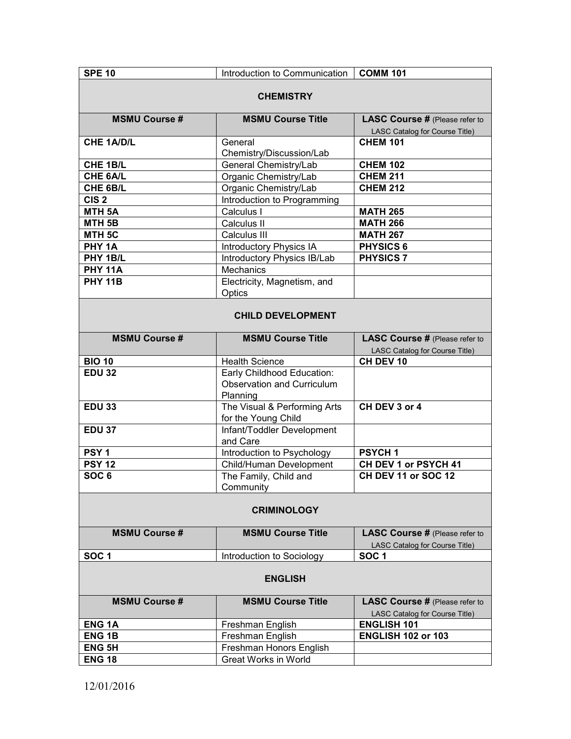| **SPE 10** | Introduction to Communication | **COMM 101** |
|---|---|---|

## CHEMISTRY

| MSMU Course # | MSMU Course Title | LASC Course # (Please refer to LASC Catalog for Course Title) |
|---|---|---|
| **CHE 1A/D/L** | General Chemistry/Discussion/Lab | **CHEM 101** |
| **CHE 1B/L** | General Chemistry/Lab | **CHEM 102** |
| **CHE 6A/L** | Organic Chemistry/Lab | **CHEM 211** |
| **CHE 6B/L** | Organic Chemistry/Lab | **CHEM 212** |
| **CIS 2** | Introduction to Programming | |
| **MTH 5A** | Calculus I | **MATH 265** |
| **MTH 5B** | Calculus II | **MATH 266** |
| **MTH 5C** | Calculus III | **MATH 267** |
| **PHY 1A** | Introductory Physics IA | **PHYSICS 6** |
| **PHY 1B/L** | Introductory Physics IB/Lab | **PHYSICS 7** |
| **PHY 11A** | Mechanics | |
| **PHY 11B** | Electricity, Magnetism, and Optics | |

## CHILD DEVELOPMENT

| MSMU Course # | MSMU Course Title | LASC Course # (Please refer to LASC Catalog for Course Title) |
|---|---|---|
| **BIO 10** | Health Science | **CH DEV 10** |
| **EDU 32** | Early Childhood Education: Observation and Curriculum Planning | |
| **EDU 33** | The Visual & Performing Arts for the Young Child | **CH DEV 3 or 4** |
| **EDU 37** | Infant/Toddler Development and Care | |
| **PSY 1** | Introduction to Psychology | **PSYCH 1** |
| **PSY 12** | Child/Human Development | **CH DEV 1 or PSYCH 41** |
| **SOC 6** | The Family, Child and Community | **CH DEV 11 or SOC 12** |

## CRIMINOLOGY

| MSMU Course # | MSMU Course Title | LASC Course # (Please refer to LASC Catalog for Course Title) |
|---|---|---|
| **SOC 1** | Introduction to Sociology | **SOC 1** |

## ENGLISH

| MSMU Course # | MSMU Course Title | LASC Course # (Please refer to LASC Catalog for Course Title) |
|---|---|---|
| **ENG 1A** | Freshman English | **ENGLISH 101** |
| **ENG 1B** | Freshman English | **ENGLISH 102 or 103** |
| **ENG 5H** | Freshman Honors English | |
| **ENG 18** | Great Works in World | |

12/01/2016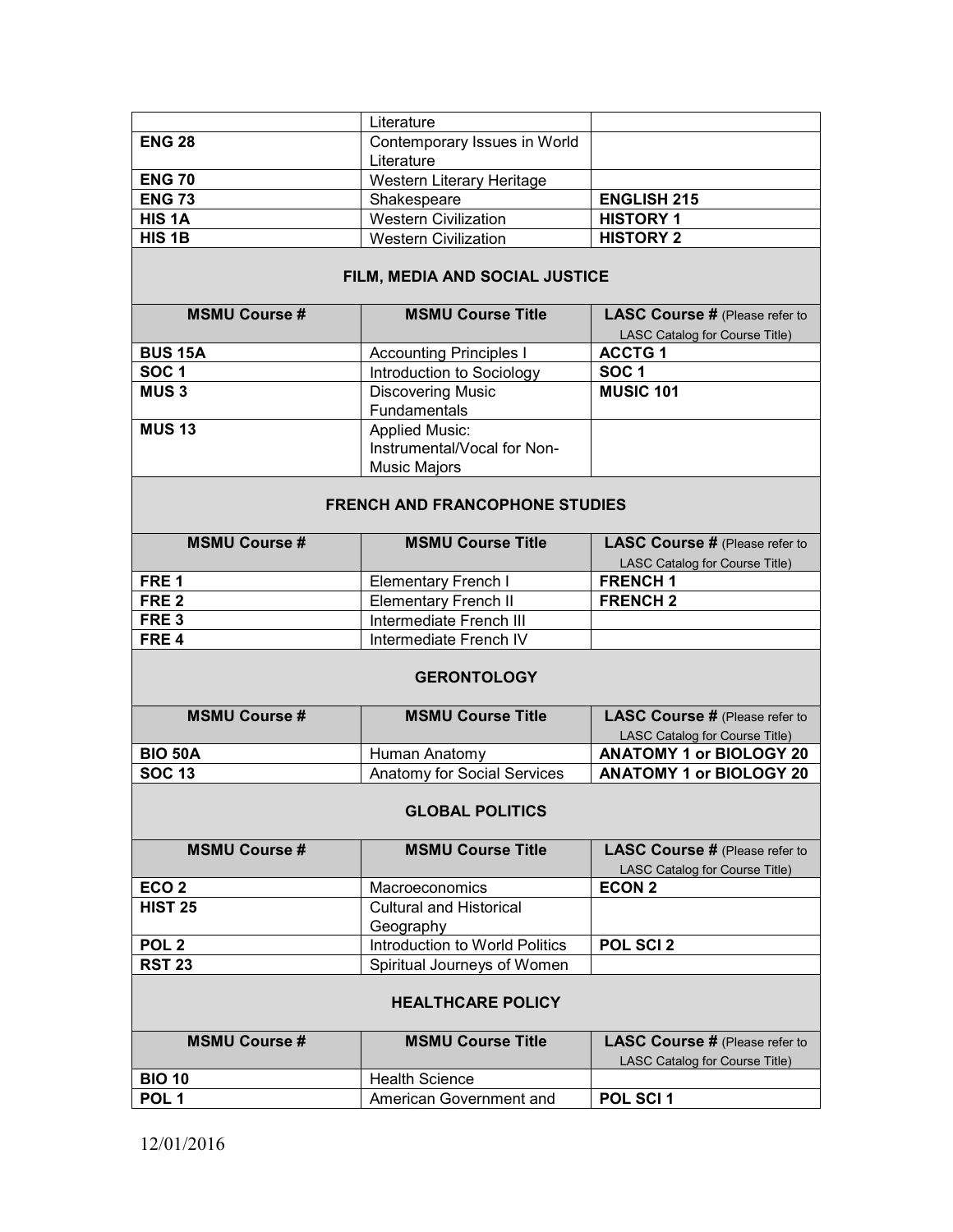| | Literature | |
|---|---|---|
| **ENG 28** | Contemporary Issues in World Literature | |
| **ENG 70** | Western Literary Heritage | |
| **ENG 73** | Shakespeare | **ENGLISH 215** |
| **HIS 1A** | Western Civilization | **HISTORY 1** |
| **HIS 1B** | Western Civilization | **HISTORY 2** |

### FILM, MEDIA AND SOCIAL JUSTICE

| MSMU Course # | MSMU Course Title | LASC Course # (Please refer to LASC Catalog for Course Title) |
|---|---|---|
| **BUS 15A** | Accounting Principles I | **ACCTG 1** |
| **SOC 1** | Introduction to Sociology | **SOC 1** |
| **MUS 3** | Discovering Music Fundamentals | **MUSIC 101** |
| **MUS 13** | Applied Music: Instrumental/Vocal for Non-Music Majors | |

### FRENCH AND FRANCOPHONE STUDIES

| MSMU Course # | MSMU Course Title | LASC Course # (Please refer to LASC Catalog for Course Title) |
|---|---|---|
| **FRE 1** | Elementary French I | **FRENCH 1** |
| **FRE 2** | Elementary French II | **FRENCH 2** |
| **FRE 3** | Intermediate French III | |
| **FRE 4** | Intermediate French IV | |

### GERONTOLOGY

| MSMU Course # | MSMU Course Title | LASC Course # (Please refer to LASC Catalog for Course Title) |
|---|---|---|
| **BIO 50A** | Human Anatomy | **ANATOMY 1 or BIOLOGY 20** |
| **SOC 13** | Anatomy for Social Services | **ANATOMY 1 or BIOLOGY 20** |

### GLOBAL POLITICS

| MSMU Course # | MSMU Course Title | LASC Course # (Please refer to LASC Catalog for Course Title) |
|---|---|---|
| **ECO 2** | Macroeconomics | **ECON 2** |
| **HIST 25** | Cultural and Historical Geography | |
| **POL 2** | Introduction to World Politics | **POL SCI 2** |
| **RST 23** | Spiritual Journeys of Women | |

### HEALTHCARE POLICY

| MSMU Course # | MSMU Course Title | LASC Course # (Please refer to LASC Catalog for Course Title) |
|---|---|---|
| **BIO 10** | Health Science | |
| **POL 1** | American Government and | **POL SCI 1** |

12/01/2016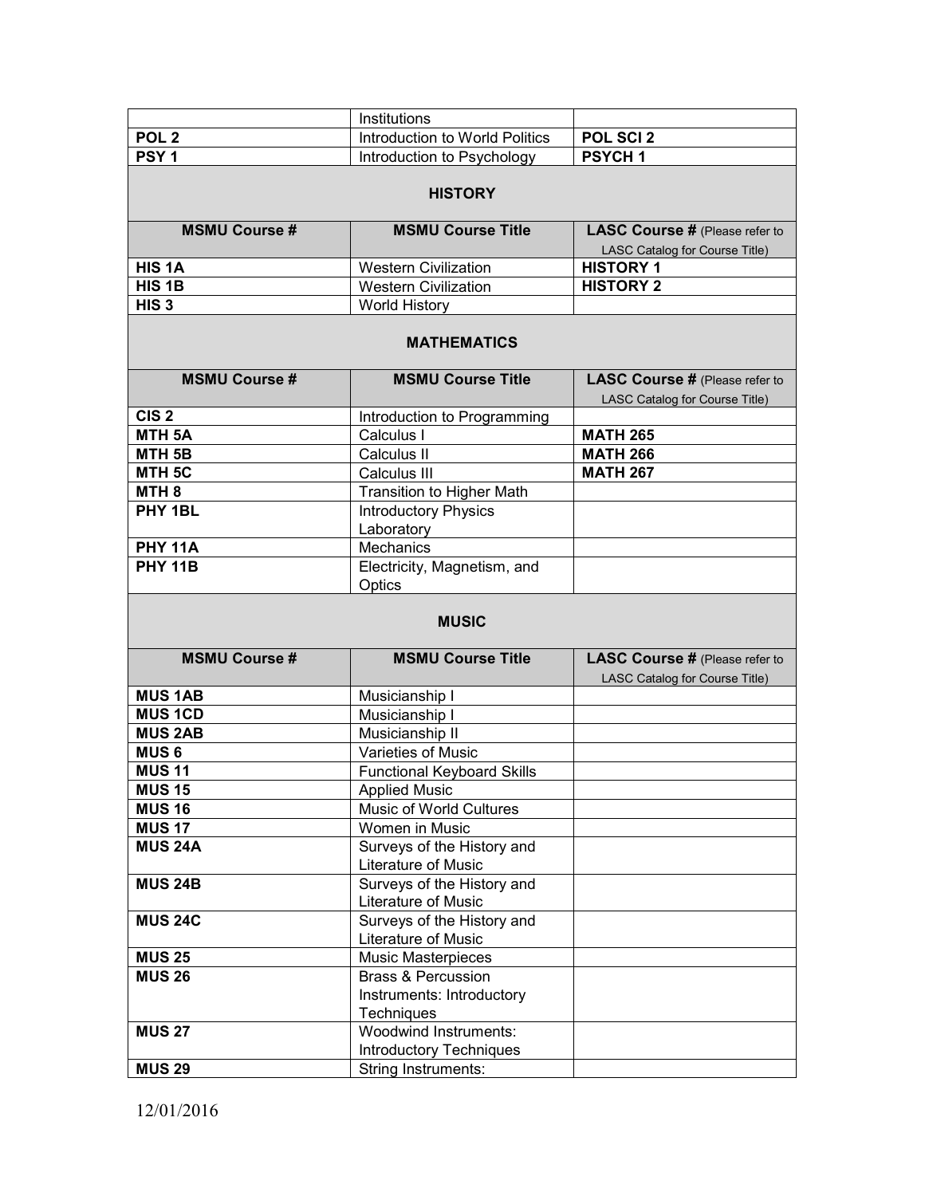| | Institutions | |
|---|---|---|
| **POL 2** | Introduction to World Politics | **POL SCI 2** |
| **PSY 1** | Introduction to Psychology | **PSYCH 1** |

**HISTORY**

| MSMU Course # | MSMU Course Title | LASC Course # (Please refer to LASC Catalog for Course Title) |
|---|---|---|
| **HIS 1A** | Western Civilization | **HISTORY 1** |
| **HIS 1B** | Western Civilization | **HISTORY 2** |
| **HIS 3** | World History | |

**MATHEMATICS**

| MSMU Course # | MSMU Course Title | LASC Course # (Please refer to LASC Catalog for Course Title) |
|---|---|---|
| **CIS 2** | Introduction to Programming | |
| **MTH 5A** | Calculus I | **MATH 265** |
| **MTH 5B** | Calculus II | **MATH 266** |
| **MTH 5C** | Calculus III | **MATH 267** |
| **MTH 8** | Transition to Higher Math | |
| **PHY 1BL** | Introductory Physics Laboratory | |
| **PHY 11A** | Mechanics | |
| **PHY 11B** | Electricity, Magnetism, and Optics | |

**MUSIC**

| MSMU Course # | MSMU Course Title | LASC Course # (Please refer to LASC Catalog for Course Title) |
|---|---|---|
| **MUS 1AB** | Musicianship I | |
| **MUS 1CD** | Musicianship I | |
| **MUS 2AB** | Musicianship II | |
| **MUS 6** | Varieties of Music | |
| **MUS 11** | Functional Keyboard Skills | |
| **MUS 15** | Applied Music | |
| **MUS 16** | Music of World Cultures | |
| **MUS 17** | Women in Music | |
| **MUS 24A** | Surveys of the History and Literature of Music | |
| **MUS 24B** | Surveys of the History and Literature of Music | |
| **MUS 24C** | Surveys of the History and Literature of Music | |
| **MUS 25** | Music Masterpieces | |
| **MUS 26** | Brass & Percussion Instruments: Introductory Techniques | |
| **MUS 27** | Woodwind Instruments: Introductory Techniques | |
| **MUS 29** | String Instruments: | |

12/01/2016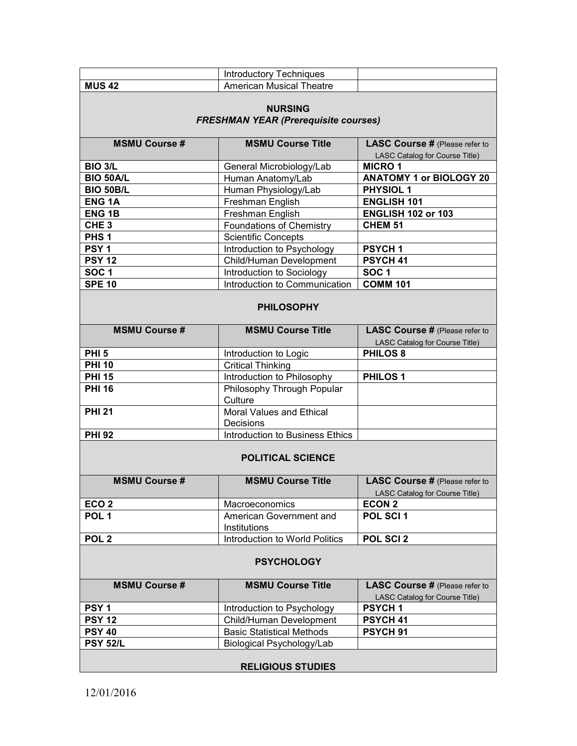| | Introductory Techniques | |
|---|---|---|
| **MUS 42** | American Musical Theatre | |

**NURSING**
***FRESHMAN YEAR (Prerequisite courses)***

| MSMU Course # | MSMU Course Title | LASC Course # (Please refer to LASC Catalog for Course Title) |
|---|---|---|
| **BIO 3/L** | General Microbiology/Lab | **MICRO 1** |
| **BIO 50A/L** | Human Anatomy/Lab | **ANATOMY 1 or BIOLOGY 20** |
| **BIO 50B/L** | Human Physiology/Lab | **PHYSIOL 1** |
| **ENG 1A** | Freshman English | **ENGLISH 101** |
| **ENG 1B** | Freshman English | **ENGLISH 102 or 103** |
| **CHE 3** | Foundations of Chemistry | **CHEM 51** |
| **PHS 1** | Scientific Concepts | |
| **PSY 1** | Introduction to Psychology | **PSYCH 1** |
| **PSY 12** | Child/Human Development | **PSYCH 41** |
| **SOC 1** | Introduction to Sociology | **SOC 1** |
| **SPE 10** | Introduction to Communication | **COMM 101** |

**PHILOSOPHY**

| MSMU Course # | MSMU Course Title | LASC Course # (Please refer to LASC Catalog for Course Title) |
|---|---|---|
| **PHI 5** | Introduction to Logic | **PHILOS 8** |
| **PHI 10** | Critical Thinking | |
| **PHI 15** | Introduction to Philosophy | **PHILOS 1** |
| **PHI 16** | Philosophy Through Popular Culture | |
| **PHI 21** | Moral Values and Ethical Decisions | |
| **PHI 92** | Introduction to Business Ethics | |

**POLITICAL SCIENCE**

| MSMU Course # | MSMU Course Title | LASC Course # (Please refer to LASC Catalog for Course Title) |
|---|---|---|
| **ECO 2** | Macroeconomics | **ECON 2** |
| **POL 1** | American Government and Institutions | **POL SCI 1** |
| **POL 2** | Introduction to World Politics | **POL SCI 2** |

**PSYCHOLOGY**

| MSMU Course # | MSMU Course Title | LASC Course # (Please refer to LASC Catalog for Course Title) |
|---|---|---|
| **PSY 1** | Introduction to Psychology | **PSYCH 1** |
| **PSY 12** | Child/Human Development | **PSYCH 41** |
| **PSY 40** | Basic Statistical Methods | **PSYCH 91** |
| **PSY 52/L** | Biological Psychology/Lab | |

**RELIGIOUS STUDIES**

12/01/2016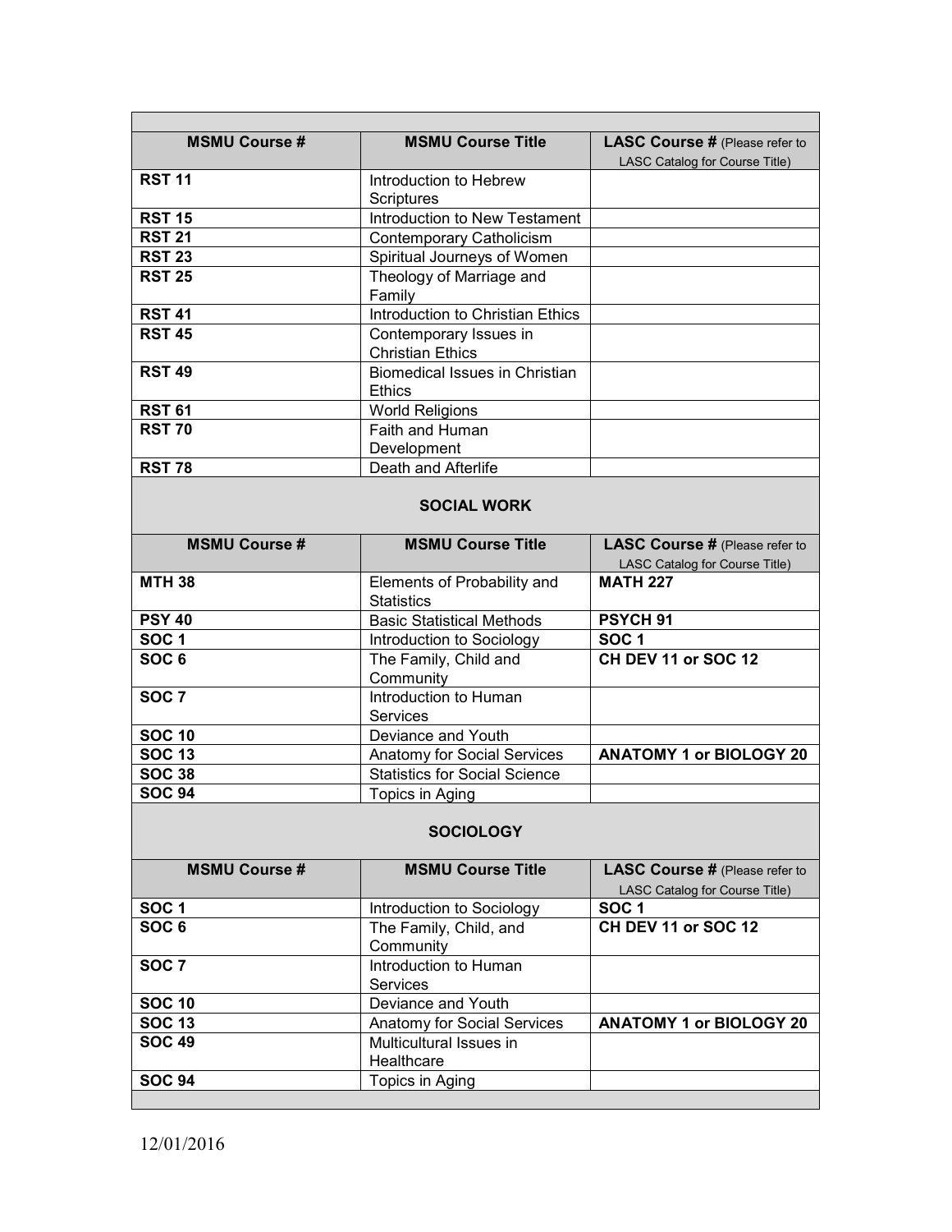| MSMU Course # | MSMU Course Title | LASC Course # (Please refer to LASC Catalog for Course Title) |
|---|---|---|
| **RST 11** | Introduction to Hebrew Scriptures | |
| **RST 15** | Introduction to New Testament | |
| **RST 21** | Contemporary Catholicism | |
| **RST 23** | Spiritual Journeys of Women | |
| **RST 25** | Theology of Marriage and Family | |
| **RST 41** | Introduction to Christian Ethics | |
| **RST 45** | Contemporary Issues in Christian Ethics | |
| **RST 49** | Biomedical Issues in Christian Ethics | |
| **RST 61** | World Religions | |
| **RST 70** | Faith and Human Development | |
| **RST 78** | Death and Afterlife | |

## SOCIAL WORK

| MSMU Course # | MSMU Course Title | LASC Course # (Please refer to LASC Catalog for Course Title) |
|---|---|---|
| **MTH 38** | Elements of Probability and Statistics | **MATH 227** |
| **PSY 40** | Basic Statistical Methods | **PSYCH 91** |
| **SOC 1** | Introduction to Sociology | **SOC 1** |
| **SOC 6** | The Family, Child and Community | **CH DEV 11 or SOC 12** |
| **SOC 7** | Introduction to Human Services | |
| **SOC 10** | Deviance and Youth | |
| **SOC 13** | Anatomy for Social Services | **ANATOMY 1 or BIOLOGY 20** |
| **SOC 38** | Statistics for Social Science | |
| **SOC 94** | Topics in Aging | |

## SOCIOLOGY

| MSMU Course # | MSMU Course Title | LASC Course # (Please refer to LASC Catalog for Course Title) |
|---|---|---|
| **SOC 1** | Introduction to Sociology | **SOC 1** |
| **SOC 6** | The Family, Child, and Community | **CH DEV 11 or SOC 12** |
| **SOC 7** | Introduction to Human Services | |
| **SOC 10** | Deviance and Youth | |
| **SOC 13** | Anatomy for Social Services | **ANATOMY 1 or BIOLOGY 20** |
| **SOC 49** | Multicultural Issues in Healthcare | |
| **SOC 94** | Topics in Aging | |

12/01/2016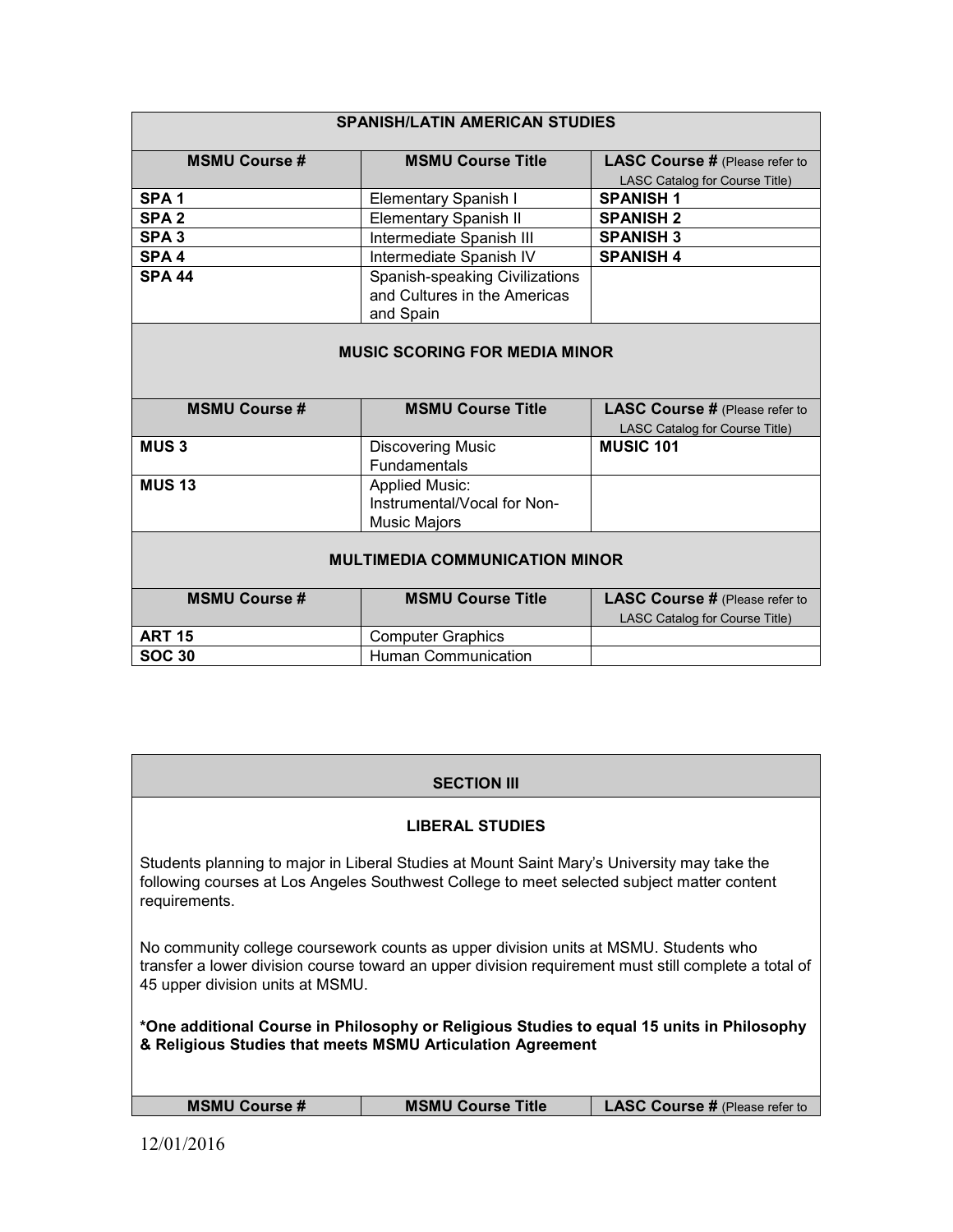| **SPANISH/LATIN AMERICAN STUDIES** | | |
|---|---|---|
| **MSMU Course #** | **MSMU Course Title** | **LASC Course #** (Please refer to LASC Catalog for Course Title) |
| **SPA 1** | Elementary Spanish I | **SPANISH 1** |
| **SPA 2** | Elementary Spanish II | **SPANISH 2** |
| **SPA 3** | Intermediate Spanish III | **SPANISH 3** |
| **SPA 4** | Intermediate Spanish IV | **SPANISH 4** |
| **SPA 44** | Spanish-speaking Civilizations and Cultures in the Americas and Spain | |
| **MUSIC SCORING FOR MEDIA MINOR** | | |
| **MSMU Course #** | **MSMU Course Title** | **LASC Course #** (Please refer to LASC Catalog for Course Title) |
| **MUS 3** | Discovering Music Fundamentals | **MUSIC 101** |
| **MUS 13** | Applied Music: Instrumental/Vocal for Non-Music Majors | |
| **MULTIMEDIA COMMUNICATION MINOR** | | |
| **MSMU Course #** | **MSMU Course Title** | **LASC Course #** (Please refer to LASC Catalog for Course Title) |
| **ART 15** | Computer Graphics | |
| **SOC 30** | Human Communication | |

## SECTION III

### LIBERAL STUDIES

Students planning to major in Liberal Studies at Mount Saint Mary's University may take the following courses at Los Angeles Southwest College to meet selected subject matter content requirements.

No community college coursework counts as upper division units at MSMU. Students who transfer a lower division course toward an upper division requirement must still complete a total of 45 upper division units at MSMU.

**\*One additional Course in Philosophy or Religious Studies to equal 15 units in Philosophy & Religious Studies that meets MSMU Articulation Agreement**

| **MSMU Course #** | **MSMU Course Title** | **LASC Course #** (Please refer to |
|---|---|---|

12/01/2016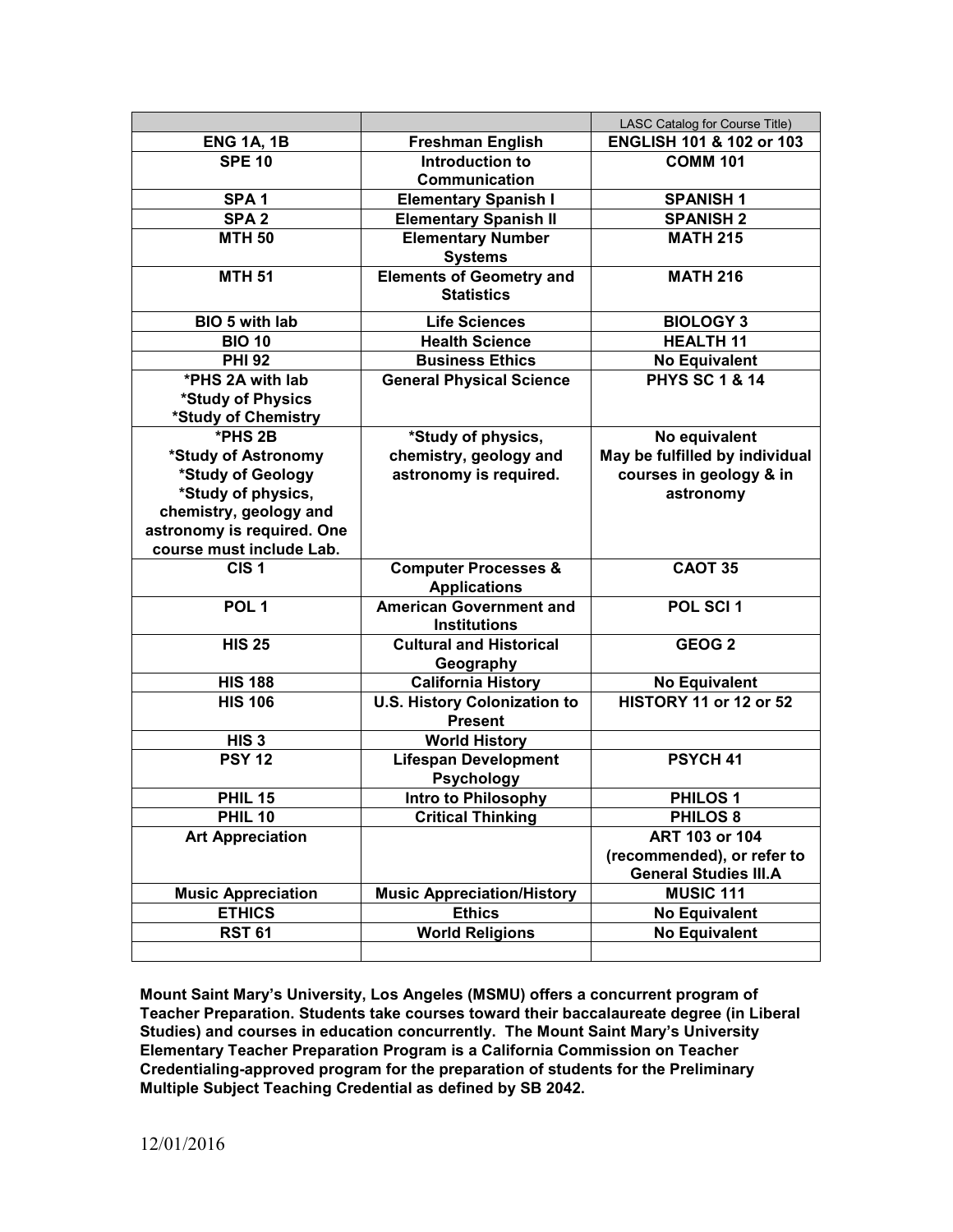| | | LASC Catalog for Course Title) |
|---|---|---|
| **ENG 1A, 1B** | **Freshman English** | **ENGLISH 101 & 102 or 103** |
| **SPE 10** | **Introduction to Communication** | **COMM 101** |
| **SPA 1** | **Elementary Spanish I** | **SPANISH 1** |
| **SPA 2** | **Elementary Spanish II** | **SPANISH 2** |
| **MTH 50** | **Elementary Number Systems** | **MATH 215** |
| **MTH 51** | **Elements of Geometry and Statistics** | **MATH 216** |
| **BIO 5 with lab** | **Life Sciences** | **BIOLOGY 3** |
| **BIO 10** | **Health Science** | **HEALTH 11** |
| **PHI 92** | **Business Ethics** | **No Equivalent** |
| **\*PHS 2A with lab \*Study of Physics \*Study of Chemistry** | **General Physical Science** | **PHYS SC 1 & 14** |
| **\*PHS 2B \*Study of Astronomy \*Study of Geology \*Study of physics, chemistry, geology and astronomy is required. One course must include Lab.** | **\*Study of physics, chemistry, geology and astronomy is required.** | **No equivalent May be fulfilled by individual courses in geology & in astronomy** |
| **CIS 1** | **Computer Processes & Applications** | **CAOT 35** |
| **POL 1** | **American Government and Institutions** | **POL SCI 1** |
| **HIS 25** | **Cultural and Historical Geography** | **GEOG 2** |
| **HIS 188** | **California History** | **No Equivalent** |
| **HIS 106** | **U.S. History Colonization to Present** | **HISTORY 11 or 12 or 52** |
| **HIS 3** | **World History** | |
| **PSY 12** | **Lifespan Development Psychology** | **PSYCH 41** |
| **PHIL 15** | **Intro to Philosophy** | **PHILOS 1** |
| **PHIL 10** | **Critical Thinking** | **PHILOS 8** |
| **Art Appreciation** | | **ART 103 or 104 (recommended), or refer to General Studies III.A** |
| **Music Appreciation** | **Music Appreciation/History** | **MUSIC 111** |
| **ETHICS** | **Ethics** | **No Equivalent** |
| **RST 61** | **World Religions** | **No Equivalent** |
| | | |

**Mount Saint Mary's University, Los Angeles (MSMU) offers a concurrent program of Teacher Preparation. Students take courses toward their baccalaureate degree (in Liberal Studies) and courses in education concurrently. The Mount Saint Mary's University Elementary Teacher Preparation Program is a California Commission on Teacher Credentialing-approved program for the preparation of students for the Preliminary Multiple Subject Teaching Credential as defined by SB 2042.**

12/01/2016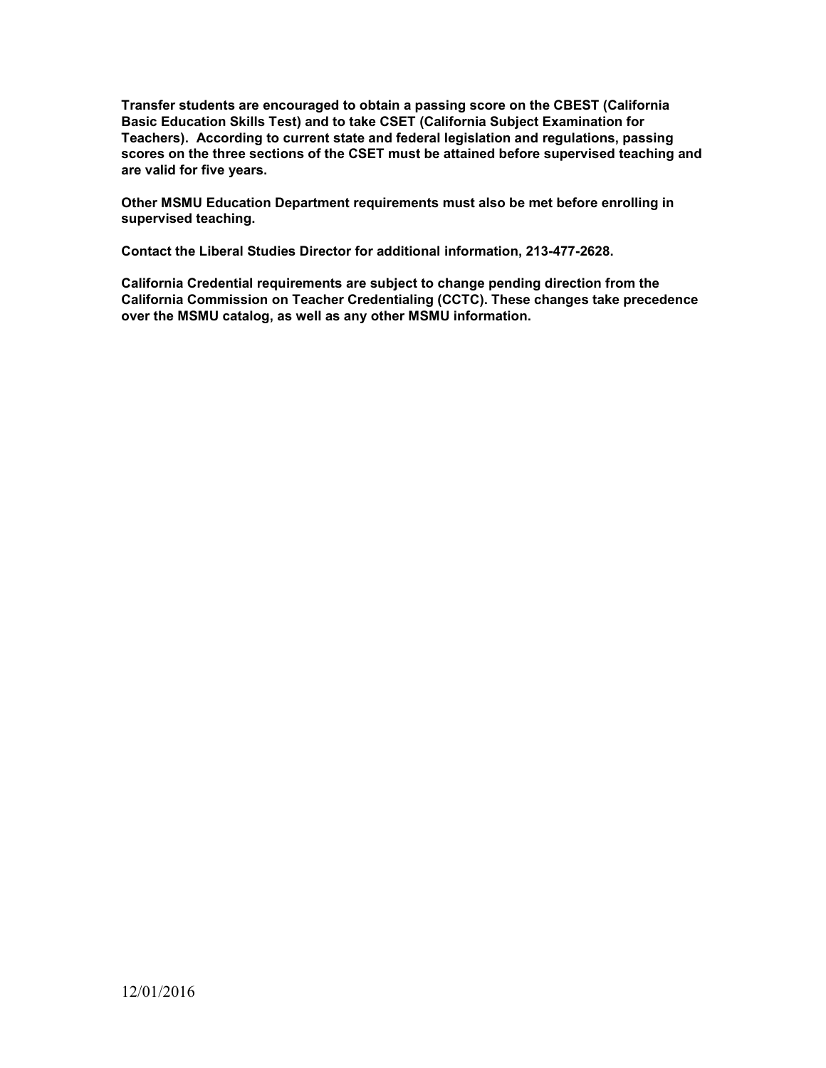**Transfer students are encouraged to obtain a passing score on the CBEST (California Basic Education Skills Test) and to take CSET (California Subject Examination for Teachers). According to current state and federal legislation and regulations, passing scores on the three sections of the CSET must be attained before supervised teaching and are valid for five years.**

**Other MSMU Education Department requirements must also be met before enrolling in supervised teaching.**

**Contact the Liberal Studies Director for additional information, 213-477-2628.**

**California Credential requirements are subject to change pending direction from the California Commission on Teacher Credentialing (CCTC). These changes take precedence over the MSMU catalog, as well as any other MSMU information.**

12/01/2016